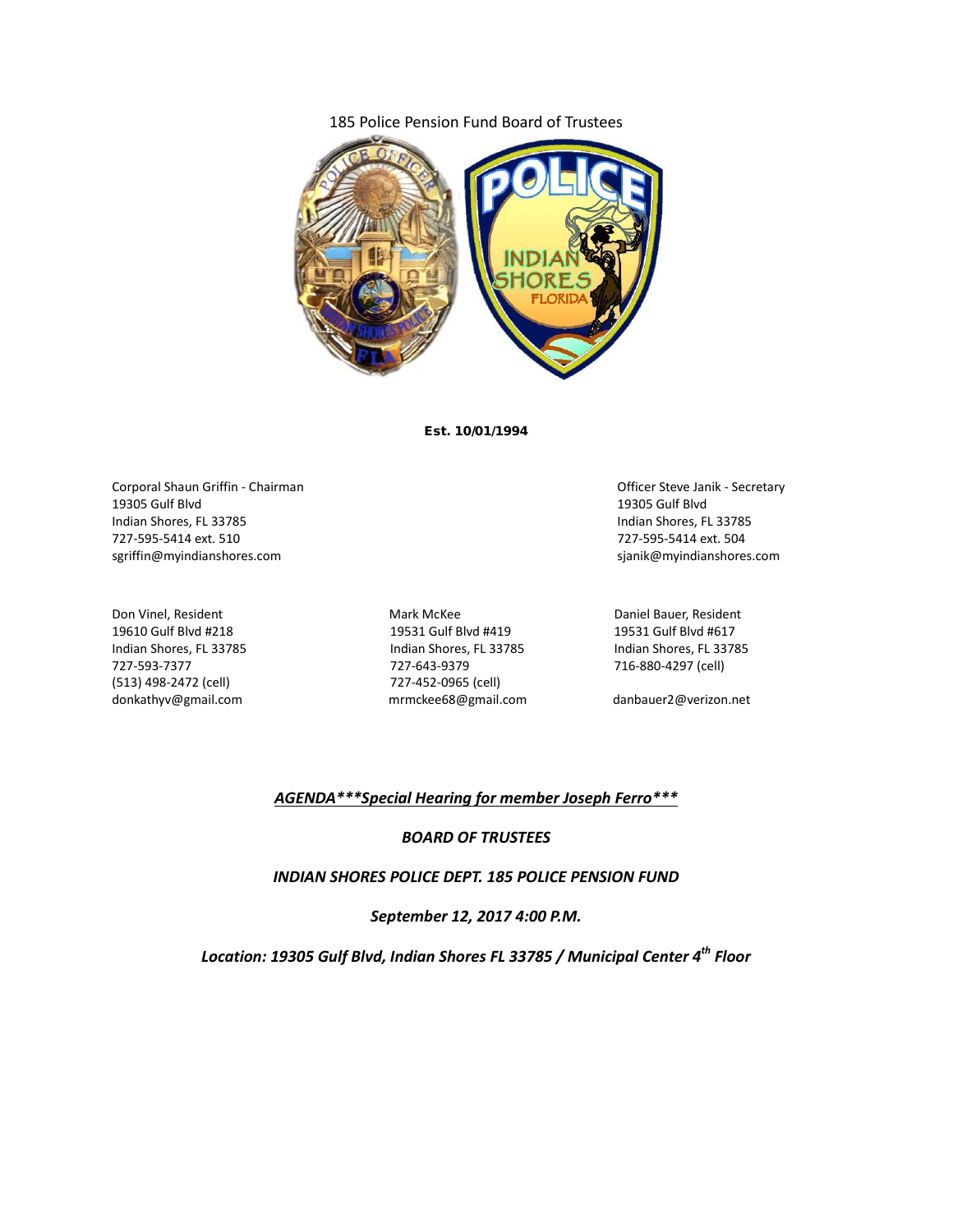185 Police Pension Fund Board of Trustees

**Est. 10/01/1994**

Corporal Shaun Griffin - Chairman
19305 Gulf Blvd
Indian Shores, FL 33785
727-595-5414 ext. 510
sgriffin@myindianshores.com

Officer Steve Janik - Secretary
19305 Gulf Blvd
Indian Shores, FL 33785
727-595-5414 ext. 504
sjanik@myindianshores.com

Don Vinel, Resident
19610 Gulf Blvd #218
Indian Shores, FL 33785
727-593-7377
(513) 498-2472 (cell)
donkathyv@gmail.com

Mark McKee
19531 Gulf Blvd #419
Indian Shores, FL 33785
727-643-9379
727-452-0965 (cell)
mrmckee68@gmail.com

Daniel Bauer, Resident
19531 Gulf Blvd #617
Indian Shores, FL 33785
716-880-4297 (cell)
danbauer2@verizon.net

***AGENDA\*\*\*Special Hearing for member Joseph Ferro\*\*\****

***BOARD OF TRUSTEES***

***INDIAN SHORES POLICE DEPT. 185 POLICE PENSION FUND***

***September 12, 2017 4:00 P.M.***

***Location: 19305 Gulf Blvd, Indian Shores FL 33785 / Municipal Center 4th Floor***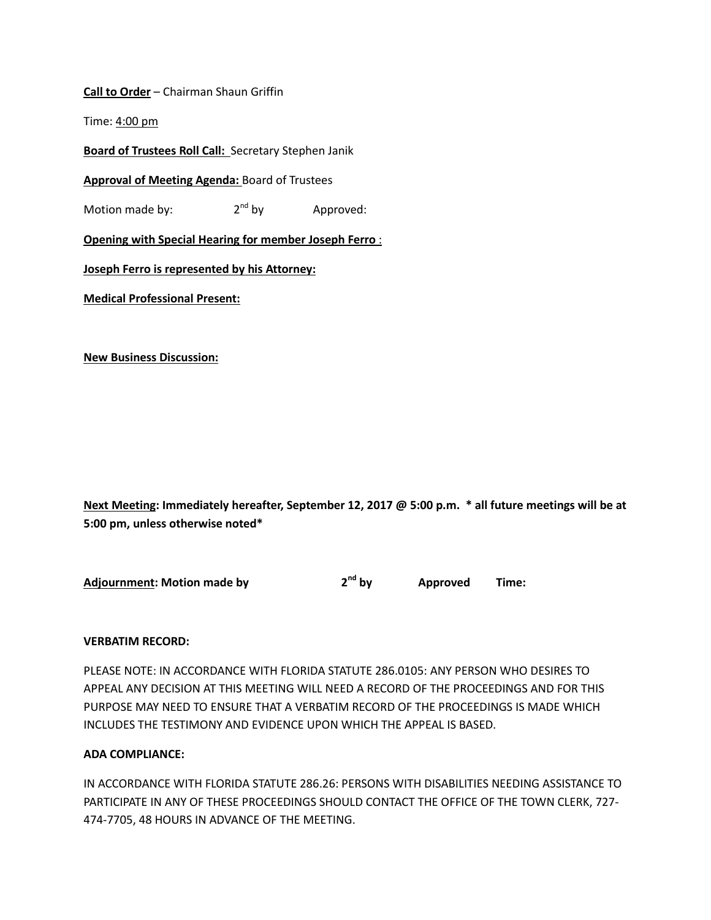**<u>Call to Order</u>** – Chairman Shaun Griffin

Time: <u>4:00 pm</u>

**<u>Board of Trustees Roll Call:</u>** Secretary Stephen Janik

**<u>Approval of Meeting Agenda:</u>** Board of Trustees

Motion made by: 2nd by Approved:

**<u>Opening with Special Hearing for member Joseph Ferro</u>** :

**<u>Joseph Ferro is represented by his Attorney:</u>**

**<u>Medical Professional Present:</u>**

**<u>New Business Discussion:</u>**

**<u>Next Meeting</u>: Immediately hereafter, September 12, 2017 @ 5:00 p.m. * all future meetings will be at 5:00 pm, unless otherwise noted***

**<u>Adjournment</u>: Motion made by 2nd by Approved Time:**

**VERBATIM RECORD:**

PLEASE NOTE: IN ACCORDANCE WITH FLORIDA STATUTE 286.0105: ANY PERSON WHO DESIRES TO APPEAL ANY DECISION AT THIS MEETING WILL NEED A RECORD OF THE PROCEEDINGS AND FOR THIS PURPOSE MAY NEED TO ENSURE THAT A VERBATIM RECORD OF THE PROCEEDINGS IS MADE WHICH INCLUDES THE TESTIMONY AND EVIDENCE UPON WHICH THE APPEAL IS BASED.

**ADA COMPLIANCE:**

IN ACCORDANCE WITH FLORIDA STATUTE 286.26: PERSONS WITH DISABILITIES NEEDING ASSISTANCE TO PARTICIPATE IN ANY OF THESE PROCEEDINGS SHOULD CONTACT THE OFFICE OF THE TOWN CLERK, 727-474-7705, 48 HOURS IN ADVANCE OF THE MEETING.